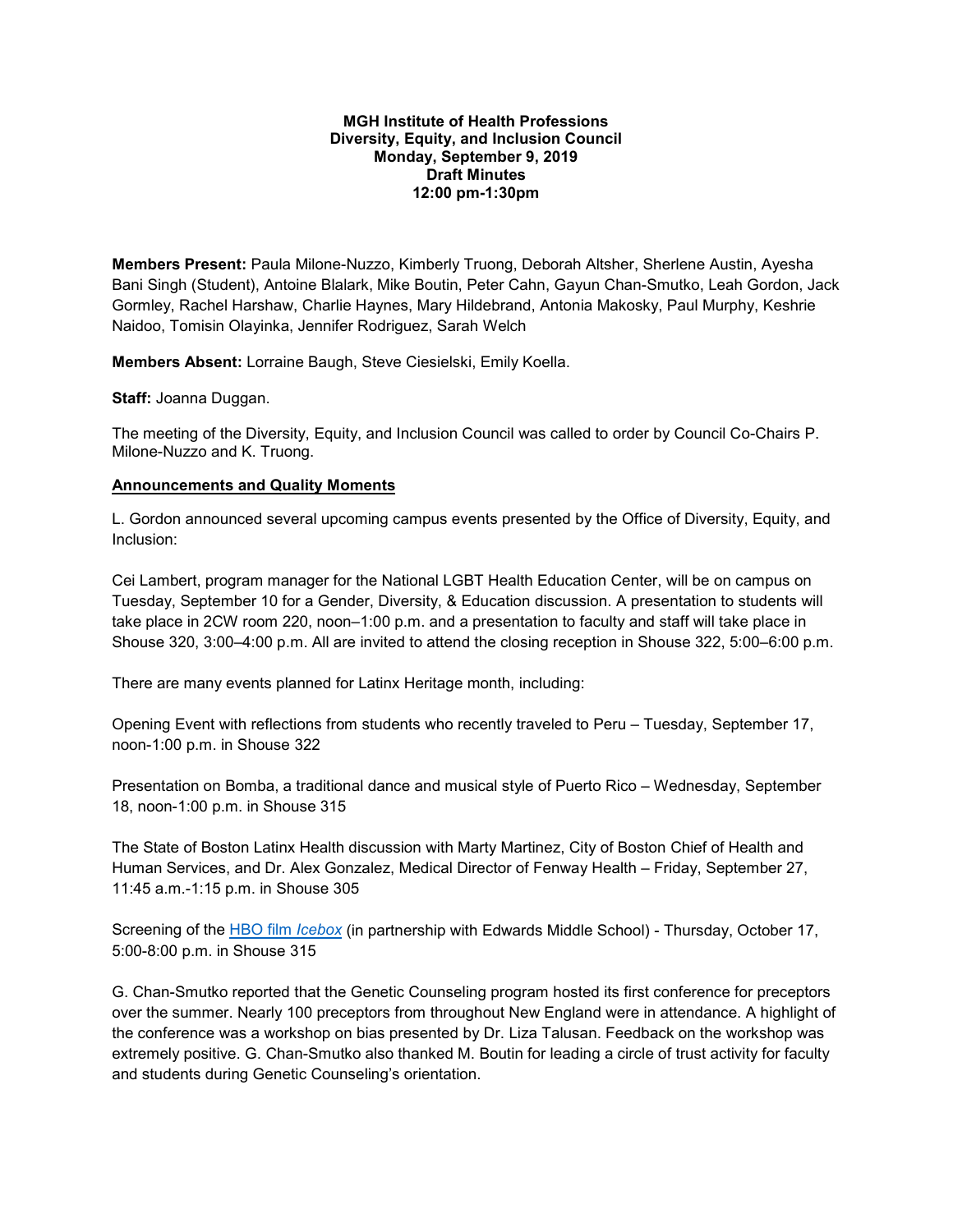**MGH Institute of Health Professions**
**Diversity, Equity, and Inclusion Council**
**Monday, September 9, 2019**
**Draft Minutes**
**12:00 pm-1:30pm**

**Members Present:** Paula Milone-Nuzzo, Kimberly Truong, Deborah Altsher, Sherlene Austin, Ayesha Bani Singh (Student), Antoine Blalark, Mike Boutin, Peter Cahn, Gayun Chan-Smutko, Leah Gordon, Jack Gormley, Rachel Harshaw, Charlie Haynes, Mary Hildebrand, Antonia Makosky, Paul Murphy, Keshrie Naidoo, Tomisin Olayinka, Jennifer Rodriguez, Sarah Welch

**Members Absent:** Lorraine Baugh, Steve Ciesielski, Emily Koella.

**Staff:** Joanna Duggan.

The meeting of the Diversity, Equity, and Inclusion Council was called to order by Council Co-Chairs P. Milone-Nuzzo and K. Truong.

**Announcements and Quality Moments**

L. Gordon announced several upcoming campus events presented by the Office of Diversity, Equity, and Inclusion:

Cei Lambert, program manager for the National LGBT Health Education Center, will be on campus on Tuesday, September 10 for a Gender, Diversity, & Education discussion. A presentation to students will take place in 2CW room 220, noon–1:00 p.m. and a presentation to faculty and staff will take place in Shouse 320, 3:00–4:00 p.m. All are invited to attend the closing reception in Shouse 322, 5:00–6:00 p.m.

There are many events planned for Latinx Heritage month, including:

Opening Event with reflections from students who recently traveled to Peru – Tuesday, September 17, noon-1:00 p.m. in Shouse 322

Presentation on Bomba, a traditional dance and musical style of Puerto Rico – Wednesday, September 18, noon-1:00 p.m. in Shouse 315

The State of Boston Latinx Health discussion with Marty Martinez, City of Boston Chief of Health and Human Services, and Dr. Alex Gonzalez, Medical Director of Fenway Health – Friday, September 27, 11:45 a.m.-1:15 p.m. in Shouse 305

Screening of the HBO film *Icebox* (in partnership with Edwards Middle School) - Thursday, October 17, 5:00-8:00 p.m. in Shouse 315

G. Chan-Smutko reported that the Genetic Counseling program hosted its first conference for preceptors over the summer. Nearly 100 preceptors from throughout New England were in attendance. A highlight of the conference was a workshop on bias presented by Dr. Liza Talusan. Feedback on the workshop was extremely positive. G. Chan-Smutko also thanked M. Boutin for leading a circle of trust activity for faculty and students during Genetic Counseling's orientation.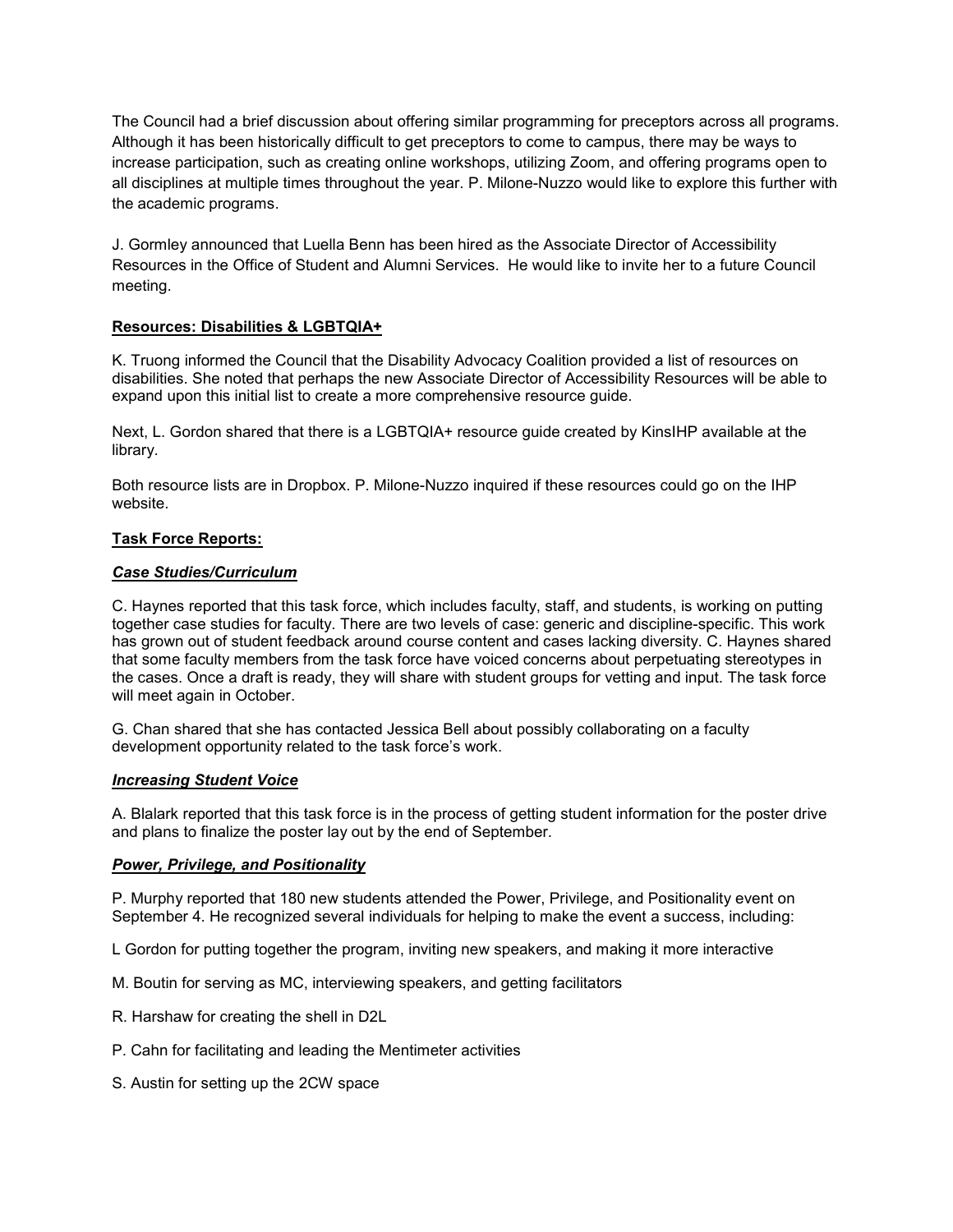The Council had a brief discussion about offering similar programming for preceptors across all programs. Although it has been historically difficult to get preceptors to come to campus, there may be ways to increase participation, such as creating online workshops, utilizing Zoom, and offering programs open to all disciplines at multiple times throughout the year. P. Milone-Nuzzo would like to explore this further with the academic programs.

J. Gormley announced that Luella Benn has been hired as the Associate Director of Accessibility Resources in the Office of Student and Alumni Services. He would like to invite her to a future Council meeting.

**Resources: Disabilities & LGBTQIA+**

K. Truong informed the Council that the Disability Advocacy Coalition provided a list of resources on disabilities. She noted that perhaps the new Associate Director of Accessibility Resources will be able to expand upon this initial list to create a more comprehensive resource guide.

Next, L. Gordon shared that there is a LGBTQIA+ resource guide created by KinsIHP available at the library.

Both resource lists are in Dropbox. P. Milone-Nuzzo inquired if these resources could go on the IHP website.

**Task Force Reports:**

***Case Studies/Curriculum***

C. Haynes reported that this task force, which includes faculty, staff, and students, is working on putting together case studies for faculty. There are two levels of case: generic and discipline-specific. This work has grown out of student feedback around course content and cases lacking diversity. C. Haynes shared that some faculty members from the task force have voiced concerns about perpetuating stereotypes in the cases. Once a draft is ready, they will share with student groups for vetting and input. The task force will meet again in October.

G. Chan shared that she has contacted Jessica Bell about possibly collaborating on a faculty development opportunity related to the task force's work.

***Increasing Student Voice***

A. Blalark reported that this task force is in the process of getting student information for the poster drive and plans to finalize the poster lay out by the end of September.

***Power, Privilege, and Positionality***

P. Murphy reported that 180 new students attended the Power, Privilege, and Positionality event on September 4. He recognized several individuals for helping to make the event a success, including:

L Gordon for putting together the program, inviting new speakers, and making it more interactive

M. Boutin for serving as MC, interviewing speakers, and getting facilitators

R. Harshaw for creating the shell in D2L

P. Cahn for facilitating and leading the Mentimeter activities

S. Austin for setting up the 2CW space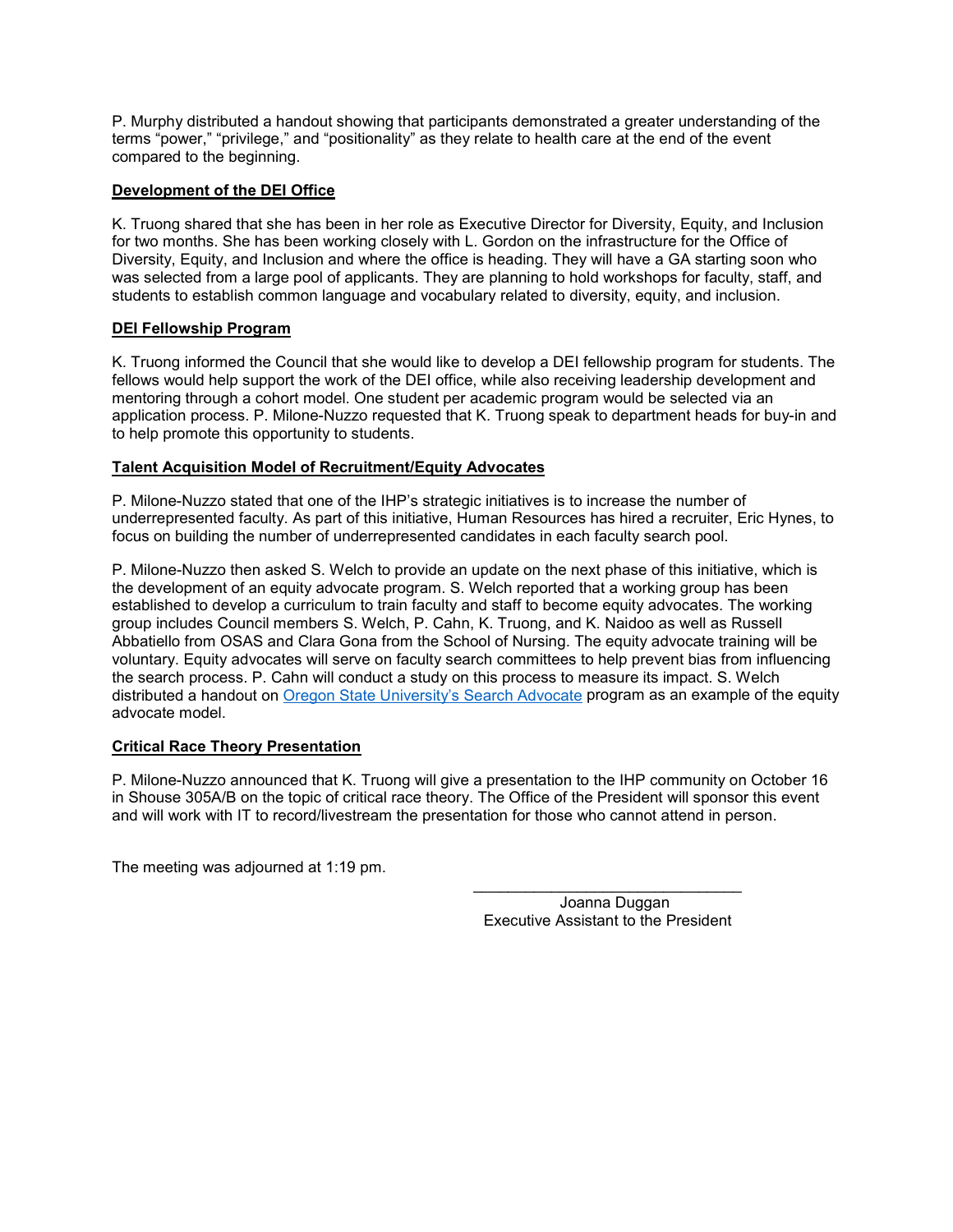P. Murphy distributed a handout showing that participants demonstrated a greater understanding of the terms "power," "privilege," and "positionality" as they relate to health care at the end of the event compared to the beginning.

**Development of the DEI Office**

K. Truong shared that she has been in her role as Executive Director for Diversity, Equity, and Inclusion for two months. She has been working closely with L. Gordon on the infrastructure for the Office of Diversity, Equity, and Inclusion and where the office is heading. They will have a GA starting soon who was selected from a large pool of applicants. They are planning to hold workshops for faculty, staff, and students to establish common language and vocabulary related to diversity, equity, and inclusion.

**DEI Fellowship Program**

K. Truong informed the Council that she would like to develop a DEI fellowship program for students. The fellows would help support the work of the DEI office, while also receiving leadership development and mentoring through a cohort model. One student per academic program would be selected via an application process. P. Milone-Nuzzo requested that K. Truong speak to department heads for buy-in and to help promote this opportunity to students.

**Talent Acquisition Model of Recruitment/Equity Advocates**

P. Milone-Nuzzo stated that one of the IHP's strategic initiatives is to increase the number of underrepresented faculty. As part of this initiative, Human Resources has hired a recruiter, Eric Hynes, to focus on building the number of underrepresented candidates in each faculty search pool.

P. Milone-Nuzzo then asked S. Welch to provide an update on the next phase of this initiative, which is the development of an equity advocate program. S. Welch reported that a working group has been established to develop a curriculum to train faculty and staff to become equity advocates. The working group includes Council members S. Welch, P. Cahn, K. Truong, and K. Naidoo as well as Russell Abbatiello from OSAS and Clara Gona from the School of Nursing. The equity advocate training will be voluntary. Equity advocates will serve on faculty search committees to help prevent bias from influencing the search process. P. Cahn will conduct a study on this process to measure its impact. S. Welch distributed a handout on Oregon State University's Search Advocate program as an example of the equity advocate model.

**Critical Race Theory Presentation**

P. Milone-Nuzzo announced that K. Truong will give a presentation to the IHP community on October 16 in Shouse 305A/B on the topic of critical race theory. The Office of the President will sponsor this event and will work with IT to record/livestream the presentation for those who cannot attend in person.

The meeting was adjourned at 1:19 pm.

\_\_\_\_\_\_\_\_\_\_\_\_\_\_\_\_\_\_\_\_\_\_\_\_\_\_\_\_\_\_\_\_

Joanna Duggan
Executive Assistant to the President